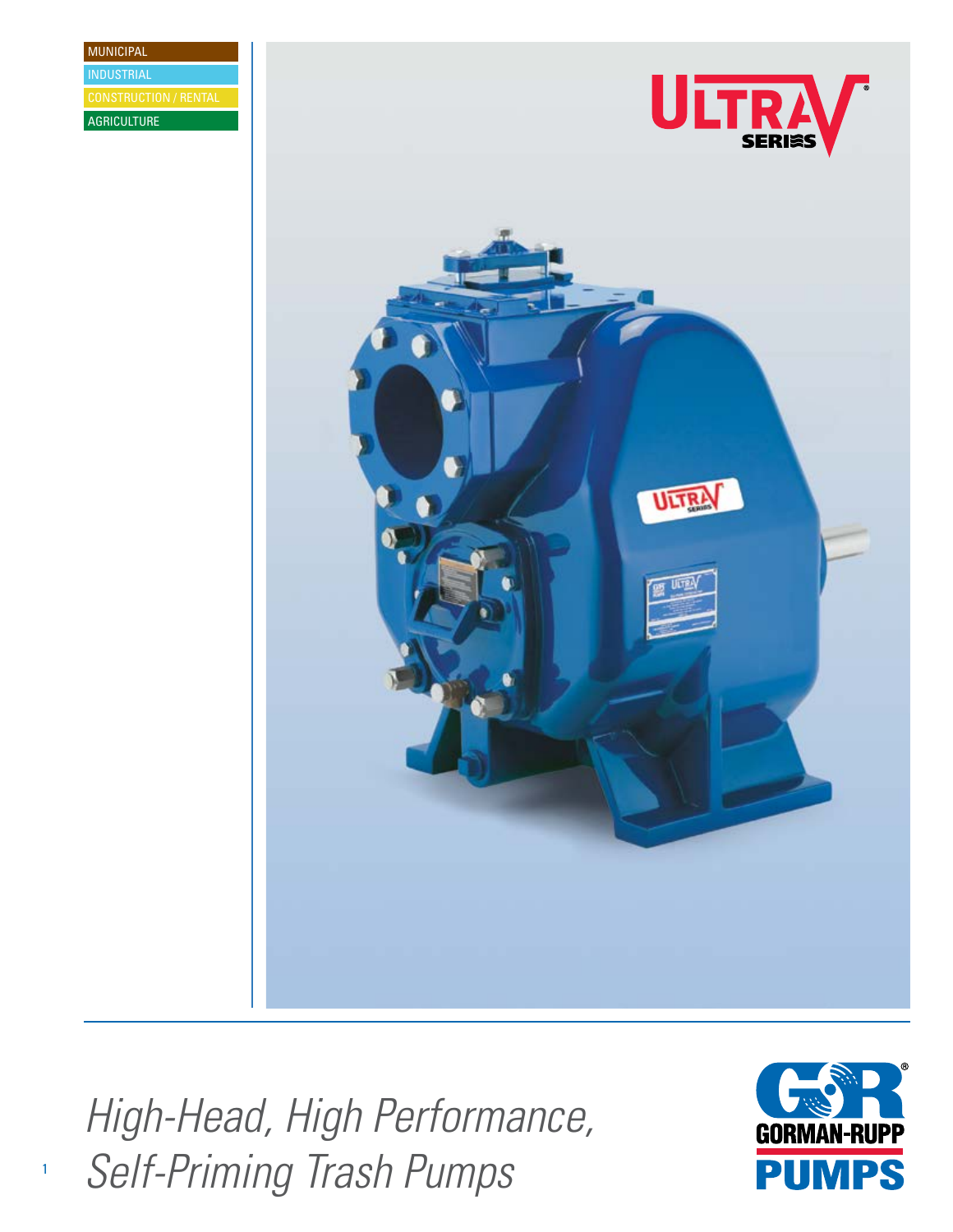MUNICIPAL

INDUSTRIAL

CONSTRUCTION / RENTAL

AGRICULTURE

ULTRA V SERIES®

# *High-Head, High Performance, Self-Priming Trash Pumps*

GORMAN-RUPP PUMPS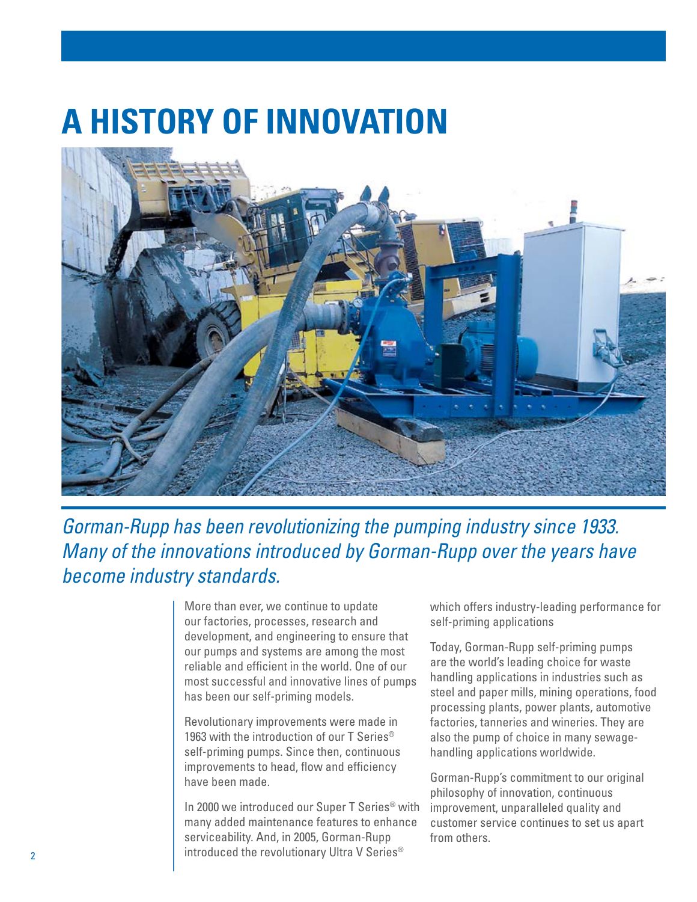# A HISTORY OF INNOVATION

*Gorman-Rupp has been revolutionizing the pumping industry since 1933. Many of the innovations introduced by Gorman-Rupp over the years have become industry standards.*

More than ever, we continue to update our factories, processes, research and development, and engineering to ensure that our pumps and systems are among the most reliable and efficient in the world. One of our most successful and innovative lines of pumps has been our self-priming models.

Revolutionary improvements were made in 1963 with the introduction of our T Series® self-priming pumps. Since then, continuous improvements to head, flow and efficiency have been made.

In 2000 we introduced our Super T Series® with many added maintenance features to enhance serviceability. And, in 2005, Gorman-Rupp introduced the revolutionary Ultra V Series® which offers industry-leading performance for self-priming applications

Today, Gorman-Rupp self-priming pumps are the world's leading choice for waste handling applications in industries such as steel and paper mills, mining operations, food processing plants, power plants, automotive factories, tanneries and wineries. They are also the pump of choice in many sewage-handling applications worldwide.

Gorman-Rupp's commitment to our original philosophy of innovation, continuous improvement, unparalleled quality and customer service continues to set us apart from others.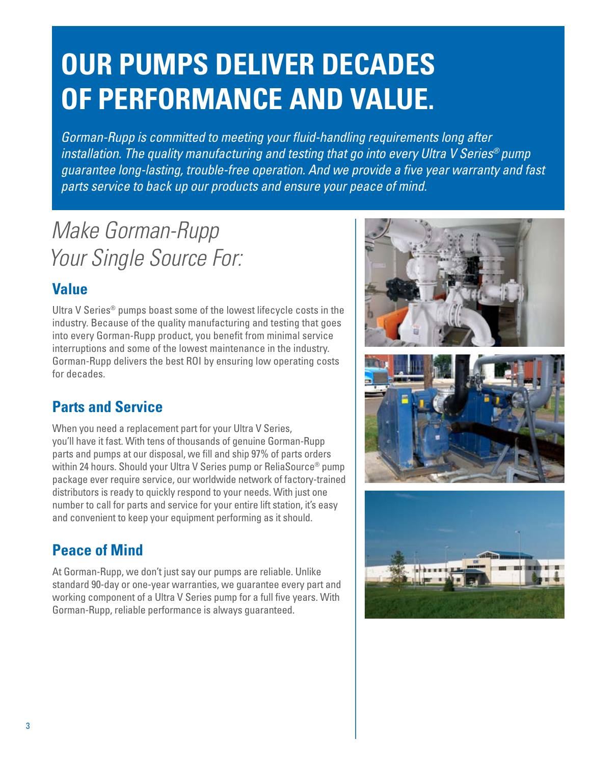# OUR PUMPS DELIVER DECADES OF PERFORMANCE AND VALUE.

*Gorman-Rupp is committed to meeting your fluid-handling requirements long after installation. The quality manufacturing and testing that go into every Ultra V Series® pump guarantee long-lasting, trouble-free operation. And we provide a five year warranty and fast parts service to back up our products and ensure your peace of mind.*

## *Make Gorman-Rupp Your Single Source For:*

### Value

Ultra V Series® pumps boast some of the lowest lifecycle costs in the industry. Because of the quality manufacturing and testing that goes into every Gorman-Rupp product, you benefit from minimal service interruptions and some of the lowest maintenance in the industry. Gorman-Rupp delivers the best ROI by ensuring low operating costs for decades.

### Parts and Service

When you need a replacement part for your Ultra V Series, you'll have it fast. With tens of thousands of genuine Gorman-Rupp parts and pumps at our disposal, we fill and ship 97% of parts orders within 24 hours. Should your Ultra V Series pump or ReliaSource® pump package ever require service, our worldwide network of factory-trained distributors is ready to quickly respond to your needs. With just one number to call for parts and service for your entire lift station, it's easy and convenient to keep your equipment performing as it should.

### Peace of Mind

At Gorman-Rupp, we don't just say our pumps are reliable. Unlike standard 90-day or one-year warranties, we guarantee every part and working component of a Ultra V Series pump for a full five years. With Gorman-Rupp, reliable performance is always guaranteed.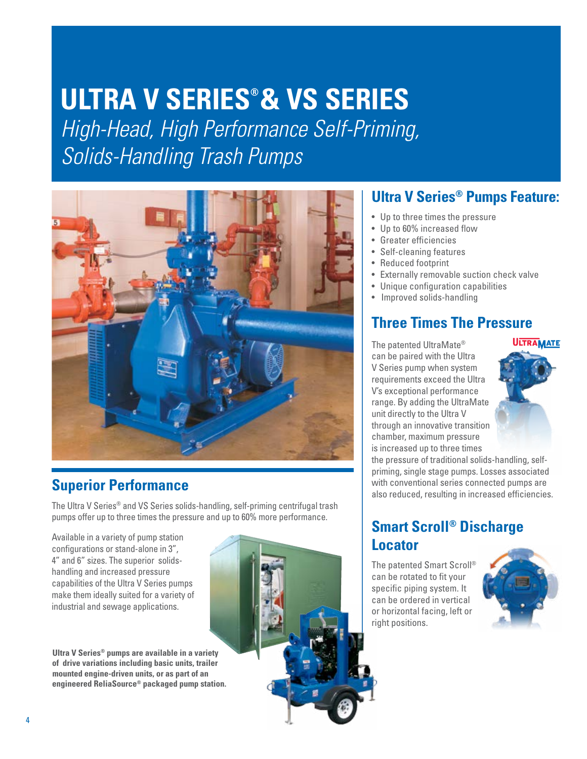# ULTRA V SERIES® & VS SERIES

*High-Head, High Performance Self-Priming, Solids-Handling Trash Pumps*

## Superior Performance

The Ultra V Series® and VS Series solids-handling, self-priming centrifugal trash pumps offer up to three times the pressure and up to 60% more performance.

Available in a variety of pump station configurations or stand-alone in 3", 4" and 6" sizes. The superior solids-handling and increased pressure capabilities of the Ultra V Series pumps make them ideally suited for a variety of industrial and sewage applications.

**Ultra V Series® pumps are available in a variety of drive variations including basic units, trailer mounted engine-driven units, or as part of an engineered ReliaSource® packaged pump station.**

## Ultra V Series® Pumps Feature:

- Up to three times the pressure
- Up to 60% increased flow
- Greater efficiencies
- Self-cleaning features
- Reduced footprint
- Externally removable suction check valve
- Unique configuration capabilities
- Improved solids-handling

## Three Times The Pressure

The patented UltraMate® can be paired with the Ultra V Series pump when system requirements exceed the Ultra V's exceptional performance range. By adding the UltraMate unit directly to the Ultra V through an innovative transition chamber, maximum pressure is increased up to three times the pressure of traditional solids-handling, self-priming, single stage pumps. Losses associated with conventional series connected pumps are also reduced, resulting in increased efficiencies.

## Smart Scroll® Discharge Locator

The patented Smart Scroll® can be rotated to fit your specific piping system. It can be ordered in vertical or horizontal facing, left or right positions.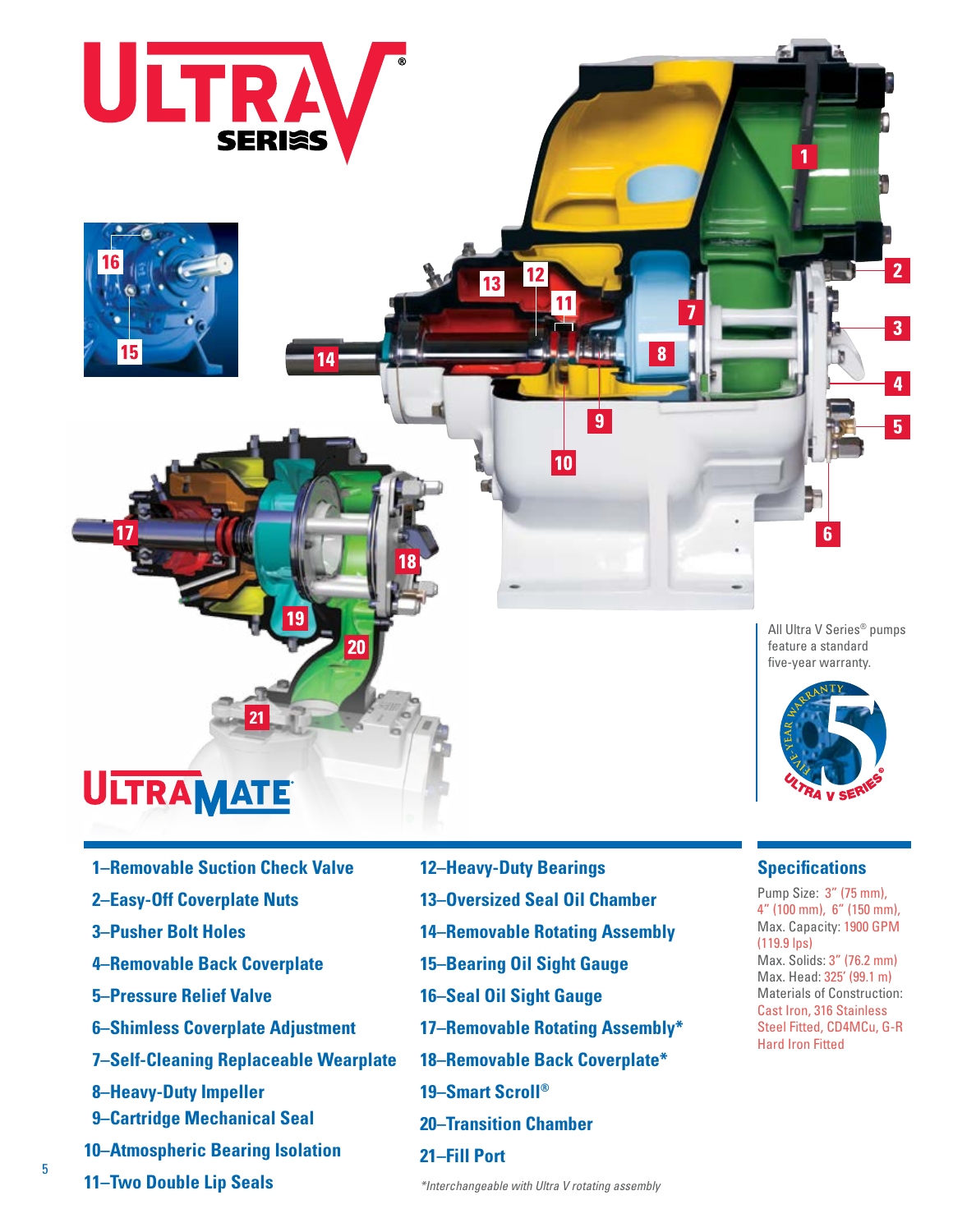All Ultra V Series® pumps feature a standard five-year warranty.

1–Removable Suction Check Valve
2–Easy-Off Coverplate Nuts
3–Pusher Bolt Holes
4–Removable Back Coverplate
5–Pressure Relief Valve
6–Shimless Coverplate Adjustment
7–Self-Cleaning Replaceable Wearplate
8–Heavy-Duty Impeller
9–Cartridge Mechanical Seal
10–Atmospheric Bearing Isolation
11–Two Double Lip Seals
12–Heavy-Duty Bearings
13–Oversized Seal Oil Chamber
14–Removable Rotating Assembly
15–Bearing Oil Sight Gauge
16–Seal Oil Sight Gauge
17–Removable Rotating Assembly*
18–Removable Back Coverplate*
19–Smart Scroll®
20–Transition Chamber
21–Fill Port

*Interchangeable with Ultra V rotating assembly

## Specifications

Pump Size: 3" (75 mm), 4" (100 mm), 6" (150 mm),
Max. Capacity: 1900 GPM (119.9 lps)
Max. Solids: 3" (76.2 mm)
Max. Head: 325' (99.1 m)
Materials of Construction: Cast Iron, 316 Stainless Steel Fitted, CD4MCu, G-R Hard Iron Fitted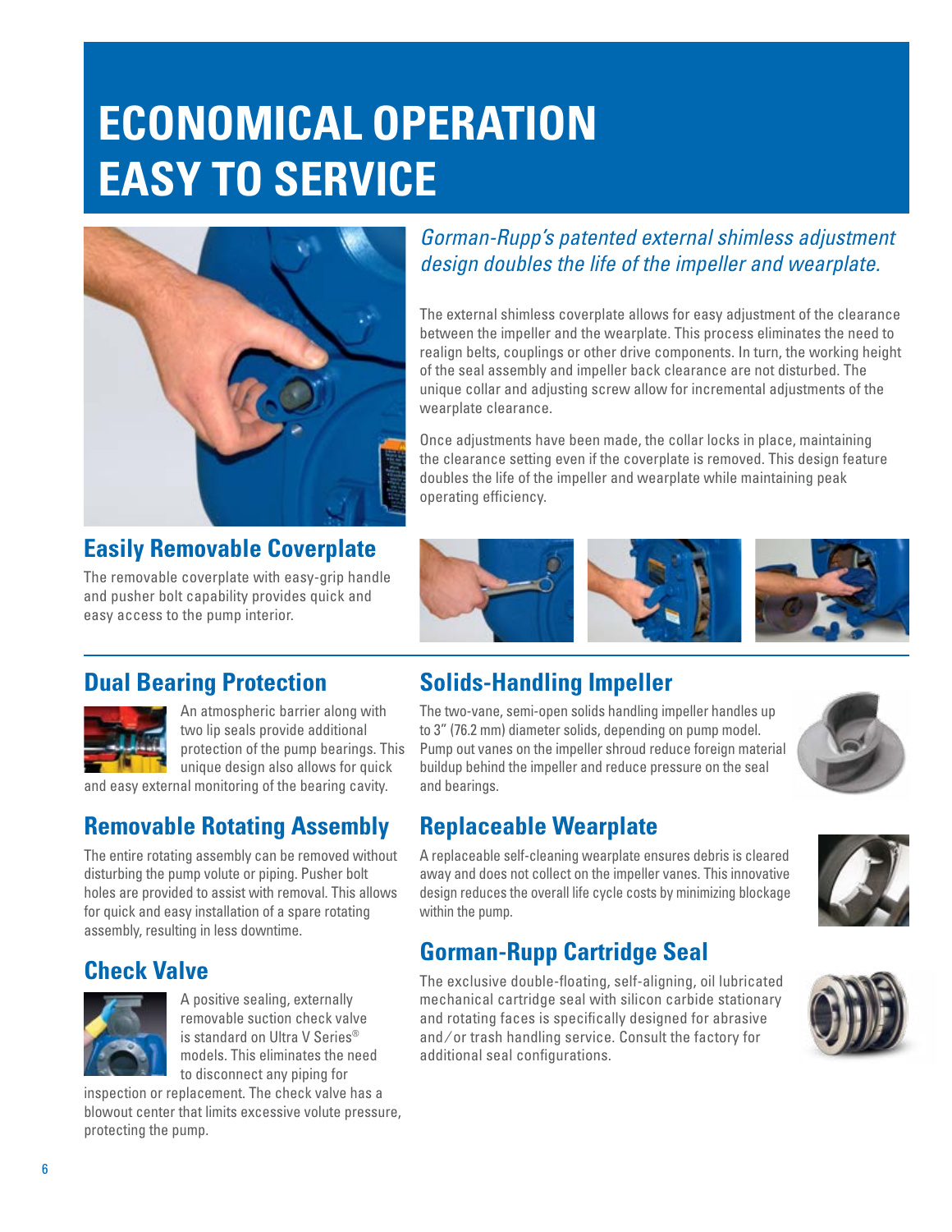# ECONOMICAL OPERATION EASY TO SERVICE

*Gorman-Rupp's patented external shimless adjustment design doubles the life of the impeller and wearplate.*

The external shimless coverplate allows for easy adjustment of the clearance between the impeller and the wearplate. This process eliminates the need to realign belts, couplings or other drive components. In turn, the working height of the seal assembly and impeller back clearance are not disturbed. The unique collar and adjusting screw allow for incremental adjustments of the wearplate clearance.

Once adjustments have been made, the collar locks in place, maintaining the clearance setting even if the coverplate is removed. This design feature doubles the life of the impeller and wearplate while maintaining peak operating efficiency.

## Easily Removable Coverplate

The removable coverplate with easy-grip handle and pusher bolt capability provides quick and easy access to the pump interior.

## Dual Bearing Protection

An atmospheric barrier along with two lip seals provide additional protection of the pump bearings. This unique design also allows for quick and easy external monitoring of the bearing cavity.

## Removable Rotating Assembly

The entire rotating assembly can be removed without disturbing the pump volute or piping. Pusher bolt holes are provided to assist with removal. This allows for quick and easy installation of a spare rotating assembly, resulting in less downtime.

## Check Valve

A positive sealing, externally removable suction check valve is standard on Ultra V Series® models. This eliminates the need to disconnect any piping for inspection or replacement. The check valve has a blowout center that limits excessive volute pressure, protecting the pump.

## Solids-Handling Impeller

The two-vane, semi-open solids handling impeller handles up to 3" (76.2 mm) diameter solids, depending on pump model. Pump out vanes on the impeller shroud reduce foreign material buildup behind the impeller and reduce pressure on the seal and bearings.

## Replaceable Wearplate

A replaceable self-cleaning wearplate ensures debris is cleared away and does not collect on the impeller vanes. This innovative design reduces the overall life cycle costs by minimizing blockage within the pump.

## Gorman-Rupp Cartridge Seal

The exclusive double-floating, self-aligning, oil lubricated mechanical cartridge seal with silicon carbide stationary and rotating faces is specifically designed for abrasive and/or trash handling service. Consult the factory for additional seal configurations.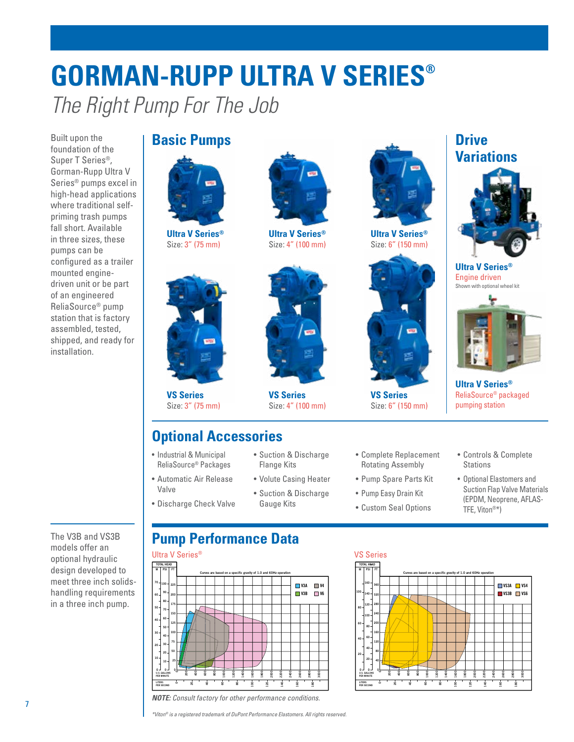# GORMAN-RUPP ULTRA V SERIES®

*The Right Pump For The Job*

Built upon the foundation of the Super T Series®, Gorman-Rupp Ultra V Series® pumps excel in high-head applications where traditional self-priming trash pumps fall short. Available in three sizes, these pumps can be configured as a trailer mounted engine-driven unit or be part of an engineered ReliaSource® pump station that is factory assembled, tested, shipped, and ready for installation.

## Basic Pumps

**Ultra V Series®**
Size: 3" (75 mm)

**Ultra V Series®**
Size: 4" (100 mm)

**Ultra V Series®**
Size: 6" (150 mm)

**VS Series**
Size: 3" (75 mm)

**VS Series**
Size: 4" (100 mm)

**VS Series**
Size: 6" (150 mm)

## Drive Variations

**Ultra V Series®**
Engine driven
Shown with optional wheel kit

**Ultra V Series®**
ReliaSource® packaged pumping station

## Optional Accessories

- Industrial & Municipal ReliaSource® Packages
- Automatic Air Release Valve
- Discharge Check Valve
- Suction & Discharge Flange Kits
- Volute Casing Heater
- Suction & Discharge Gauge Kits
- Complete Replacement Rotating Assembly
- Pump Spare Parts Kit
- Pump Easy Drain Kit
- Custom Seal Options
- Controls & Complete Stations
- Optional Elastomers and Suction Flap Valve Materials (EPDM, Neoprene, AFLAS-TFE, Viton®*)

The V3B and VS3B models offer an optional hydraulic design developed to meet three inch solids-handling requirements in a three inch pump.

## Pump Performance Data

Ultra V Series®

VS Series

***NOTE:*** *Consult factory for other performance conditions.*

*\*Viton® is a registered trademark of DuPont Performance Elastomers. All rights reserved.*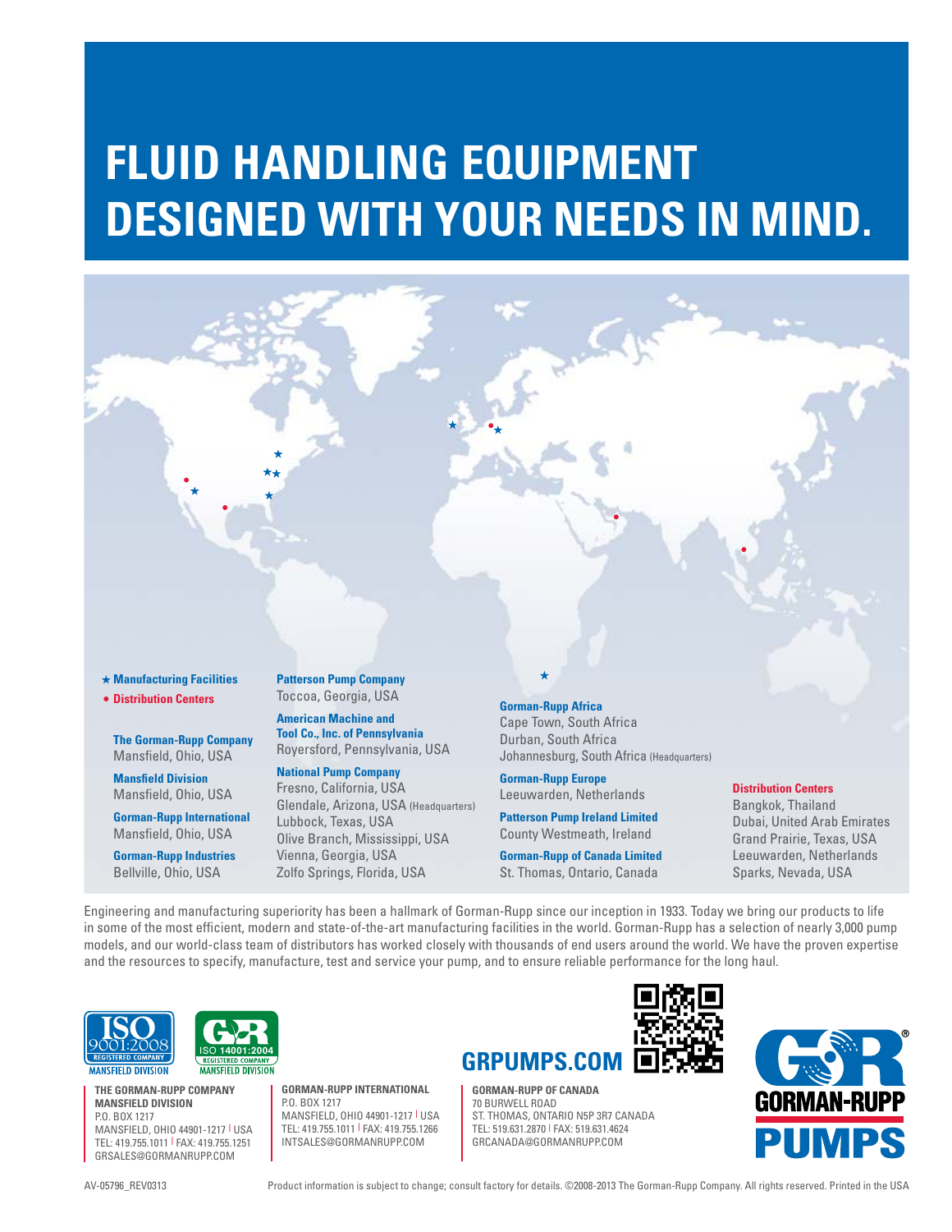# FLUID HANDLING EQUIPMENT DESIGNED WITH YOUR NEEDS IN MIND.

★ **Manufacturing Facilities**

• **Distribution Centers**

**The Gorman-Rupp Company**
Mansfield, Ohio, USA

**Mansfield Division**
Mansfield, Ohio, USA

**Gorman-Rupp International**
Mansfield, Ohio, USA

**Gorman-Rupp Industries**
Bellville, Ohio, USA

**Patterson Pump Company**
Toccoa, Georgia, USA

**American Machine and Tool Co., Inc. of Pennsylvania**
Royersford, Pennsylvania, USA

**National Pump Company**
Fresno, California, USA
Glendale, Arizona, USA (Headquarters)
Lubbock, Texas, USA
Olive Branch, Mississippi, USA
Vienna, Georgia, USA
Zolfo Springs, Florida, USA

**Gorman-Rupp Africa**
Cape Town, South Africa
Durban, South Africa
Johannesburg, South Africa (Headquarters)

**Gorman-Rupp Europe**
Leeuwarden, Netherlands

**Patterson Pump Ireland Limited**
County Westmeath, Ireland

**Gorman-Rupp of Canada Limited**
St. Thomas, Ontario, Canada

**Distribution Centers**
Bangkok, Thailand
Dubai, United Arab Emirates
Grand Prairie, Texas, USA
Leeuwarden, Netherlands
Sparks, Nevada, USA

Engineering and manufacturing superiority has been a hallmark of Gorman-Rupp since our inception in 1933. Today we bring our products to life in some of the most efficient, modern and state-of-the-art manufacturing facilities in the world. Gorman-Rupp has a selection of nearly 3,000 pump models, and our world-class team of distributors has worked closely with thousands of end users around the world. We have the proven expertise and the resources to specify, manufacture, test and service your pump, and to ensure reliable performance for the long haul.

ISO 9001:2008 REGISTERED COMPANY — MANSFIELD DIVISION
ISO 14001:2004 REGISTERED COMPANY — MANSFIELD DIVISION

**GRPUMPS.COM**

**THE GORMAN-RUPP COMPANY**
**MANSFIELD DIVISION**
P.O. BOX 1217
MANSFIELD, OHIO 44901-1217 | USA
TEL: 419.755.1011 | FAX: 419.755.1251
GRSALES@GORMANRUPP.COM

**GORMAN-RUPP INTERNATIONAL**
P.O. BOX 1217
MANSFIELD, OHIO 44901-1217 | USA
TEL: 419.755.1011 | FAX: 419.755.1266
INTSALES@GORMANRUPP.COM

**GORMAN-RUPP OF CANADA**
70 BURWELL ROAD
ST. THOMAS, ONTARIO N5P 3R7 CANADA
TEL: 519.631.2870 | FAX: 519.631.4624
GRCANADA@GORMANRUPP.COM

GORMAN-RUPP PUMPS

AV-05796_REV0313

Product information is subject to change; consult factory for details. ©2008-2013 The Gorman-Rupp Company. All rights reserved. Printed in the USA